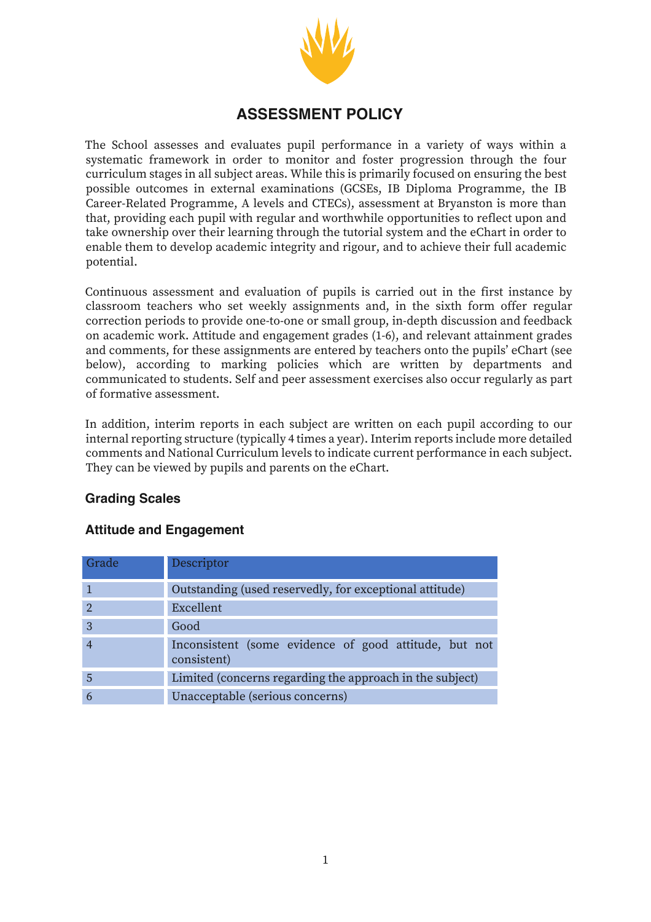# ASSESSMENT POLICY

The School assesses and evaluates pupil performance in a variety of ways within a systematic framework in order to monitor and foster progression through the four curriculum stages in all subject areas. While this is primarily focused on ensuring the best possible outcomes in external examinations (GCSEs, IB Diploma Programme, the IB Career-Related Programme, A levels and CTECs), assessment at Bryanston is more than that, providing each pupil with regular and worthwhile opportunities to reflect upon and take ownership over their learning through the tutorial system and the eChart in order to enable them to develop academic integrity and rigour, and to achieve their full academic potential.

Continuous assessment and evaluation of pupils is carried out in the first instance by classroom teachers who set weekly assignments and, in the sixth form offer regular correction periods to provide one-to-one or small group, in-depth discussion and feedback on academic work. Attitude and engagement grades (1-6), and relevant attainment grades and comments, for these assignments are entered by teachers onto the pupils' eChart (see below), according to marking policies which are written by departments and communicated to students. Self and peer assessment exercises also occur regularly as part of formative assessment.

In addition, interim reports in each subject are written on each pupil according to our internal reporting structure (typically 4 times a year). Interim reports include more detailed comments and National Curriculum levels to indicate current performance in each subject. They can be viewed by pupils and parents on the eChart.

## Grading Scales

### Attitude and Engagement

| Grade | Descriptor |
|---|---|
| 1 | Outstanding (used reservedly, for exceptional attitude) |
| 2 | Excellent |
| 3 | Good |
| 4 | Inconsistent (some evidence of good attitude, but not consistent) |
| 5 | Limited (concerns regarding the approach in the subject) |
| 6 | Unacceptable (serious concerns) |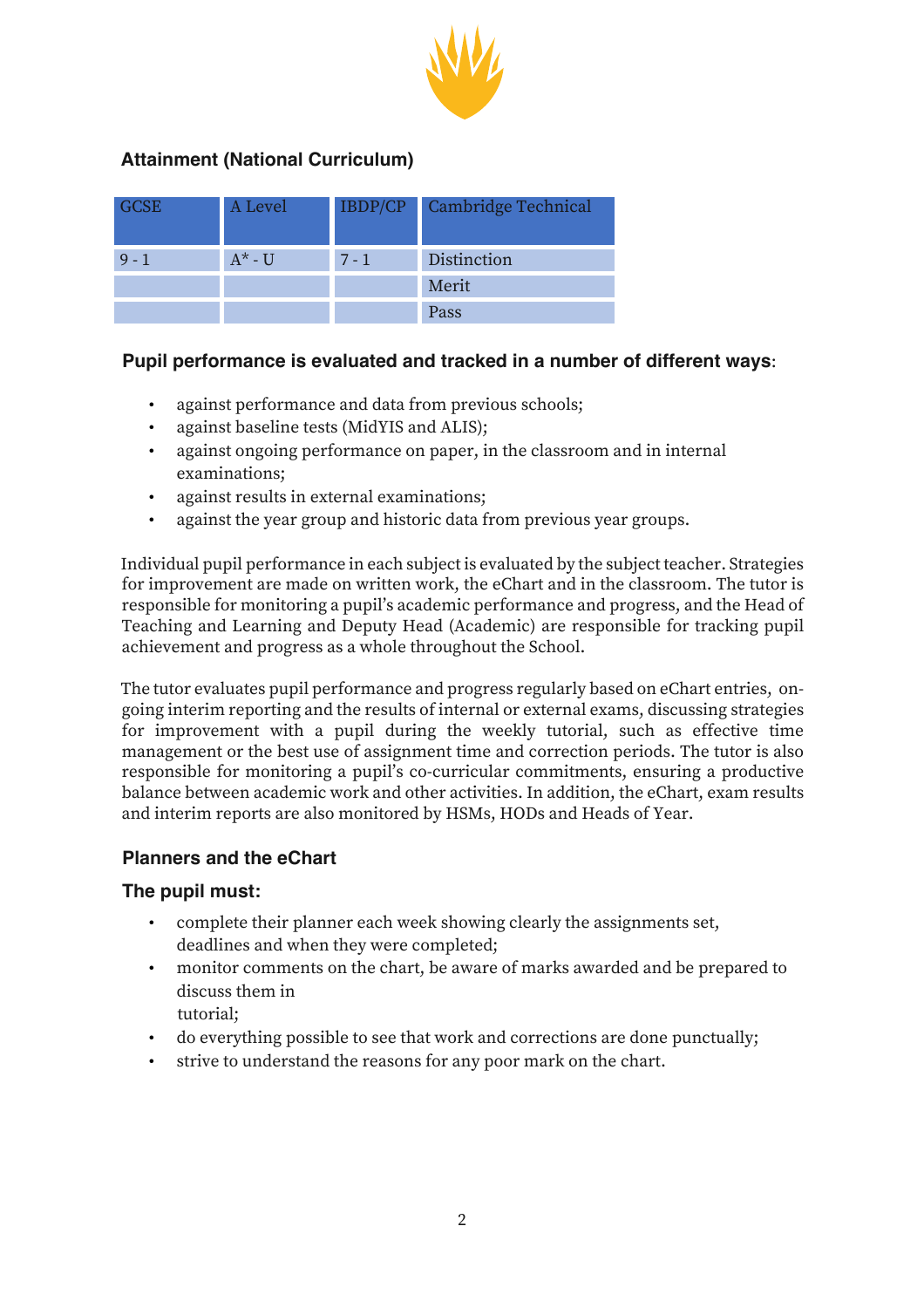## Attainment (National Curriculum)

| GCSE | A Level | IBDP/CP | Cambridge Technical |
|---|---|---|---|
| 9 - 1 | A* - U | 7 - 1 | Distinction |
| | | | Merit |
| | | | Pass |

### Pupil performance is evaluated and tracked in a number of different ways:

- against performance and data from previous schools;
- against baseline tests (MidYIS and ALIS);
- against ongoing performance on paper, in the classroom and in internal examinations;
- against results in external examinations;
- against the year group and historic data from previous year groups.

Individual pupil performance in each subject is evaluated by the subject teacher. Strategies for improvement are made on written work, the eChart and in the classroom. The tutor is responsible for monitoring a pupil's academic performance and progress, and the Head of Teaching and Learning and Deputy Head (Academic) are responsible for tracking pupil achievement and progress as a whole throughout the School.

The tutor evaluates pupil performance and progress regularly based on eChart entries, on-going interim reporting and the results of internal or external exams, discussing strategies for improvement with a pupil during the weekly tutorial, such as effective time management or the best use of assignment time and correction periods. The tutor is also responsible for monitoring a pupil's co-curricular commitments, ensuring a productive balance between academic work and other activities. In addition, the eChart, exam results and interim reports are also monitored by HSMs, HODs and Heads of Year.

### Planners and the eChart

### The pupil must:

- complete their planner each week showing clearly the assignments set, deadlines and when they were completed;
- monitor comments on the chart, be aware of marks awarded and be prepared to discuss them in tutorial;
- do everything possible to see that work and corrections are done punctually;
- strive to understand the reasons for any poor mark on the chart.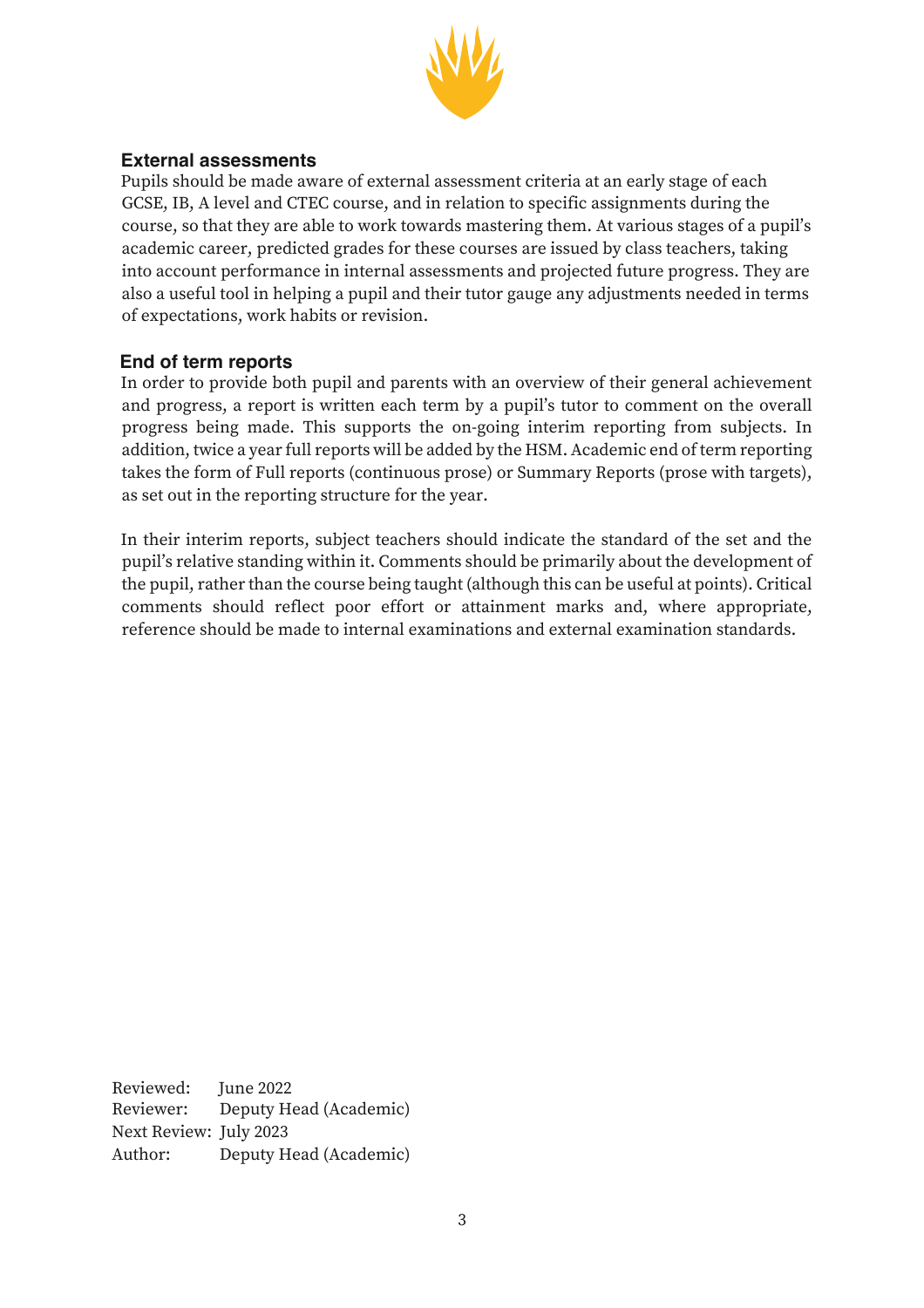## External assessments

Pupils should be made aware of external assessment criteria at an early stage of each GCSE, IB, A level and CTEC course, and in relation to specific assignments during the course, so that they are able to work towards mastering them. At various stages of a pupil's academic career, predicted grades for these courses are issued by class teachers, taking into account performance in internal assessments and projected future progress. They are also a useful tool in helping a pupil and their tutor gauge any adjustments needed in terms of expectations, work habits or revision.

## End of term reports

In order to provide both pupil and parents with an overview of their general achievement and progress, a report is written each term by a pupil's tutor to comment on the overall progress being made. This supports the on-going interim reporting from subjects. In addition, twice a year full reports will be added by the HSM. Academic end of term reporting takes the form of Full reports (continuous prose) or Summary Reports (prose with targets), as set out in the reporting structure for the year.

In their interim reports, subject teachers should indicate the standard of the set and the pupil's relative standing within it. Comments should be primarily about the development of the pupil, rather than the course being taught (although this can be useful at points). Critical comments should reflect poor effort or attainment marks and, where appropriate, reference should be made to internal examinations and external examination standards.

Reviewed: June 2022
Reviewer: Deputy Head (Academic)
Next Review: July 2023
Author: Deputy Head (Academic)